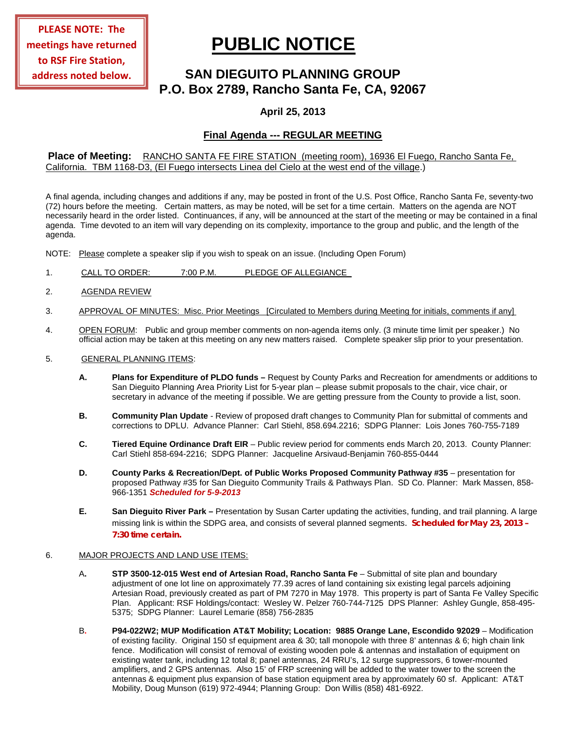**PLEASE NOTE: The meetings have returned to RSF Fire Station, address noted below.**

# PUBLIC NOTICE

## SAN DIEGUITO PLANNING GROUP
## P.O. Box 2789, Rancho Santa Fe, CA, 92067

### April 25, 2013

### Final Agenda --- REGULAR MEETING

**Place of Meeting:** RANCHO SANTA FE FIRE STATION (meeting room), 16936 El Fuego, Rancho Santa Fe, California. TBM 1168-D3, (El Fuego intersects Linea del Cielo at the west end of the village.)

A final agenda, including changes and additions if any, may be posted in front of the U.S. Post Office, Rancho Santa Fe, seventy-two (72) hours before the meeting. Certain matters, as may be noted, will be set for a time certain. Matters on the agenda are NOT necessarily heard in the order listed. Continuances, if any, will be announced at the start of the meeting or may be contained in a final agenda. Time devoted to an item will vary depending on its complexity, importance to the group and public, and the length of the agenda.

NOTE: Please complete a speaker slip if you wish to speak on an issue. (Including Open Forum)

1. CALL TO ORDER: 7:00 P.M. PLEDGE OF ALLEGIANCE

2. AGENDA REVIEW

3. APPROVAL OF MINUTES: Misc. Prior Meetings [Circulated to Members during Meeting for initials, comments if any]

4. OPEN FORUM: Public and group member comments on non-agenda items only. (3 minute time limit per speaker.) No official action may be taken at this meeting on any new matters raised. Complete speaker slip prior to your presentation.

5. GENERAL PLANNING ITEMS:

   **A. Plans for Expenditure of PLDO funds –** Request by County Parks and Recreation for amendments or additions to San Dieguito Planning Area Priority List for 5-year plan – please submit proposals to the chair, vice chair, or secretary in advance of the meeting if possible. We are getting pressure from the County to provide a list, soon.

   **B. Community Plan Update** - Review of proposed draft changes to Community Plan for submittal of comments and corrections to DPLU. Advance Planner: Carl Stiehl, 858.694.2216; SDPG Planner: Lois Jones 760-755-7189

   **C. Tiered Equine Ordinance Draft EIR** – Public review period for comments ends March 20, 2013. County Planner: Carl Stiehl 858-694-2216; SDPG Planner: Jacqueline Arsivaud-Benjamin 760-855-0444

   **D. County Parks & Recreation/Dept. of Public Works Proposed Community Pathway #35** – presentation for proposed Pathway #35 for San Dieguito Community Trails & Pathways Plan. SD Co. Planner: Mark Massen, 858-966-1351 ***Scheduled for 5-9-2013***

   **E. San Dieguito River Park –** Presentation by Susan Carter updating the activities, funding, and trail planning. A large missing link is within the SDPG area, and consists of several planned segments. **Scheduled for May 23, 2013 – 7:30 time certain.**

6. MAJOR PROJECTS AND LAND USE ITEMS:

   A. **STP 3500-12-015 West end of Artesian Road, Rancho Santa Fe** – Submittal of site plan and boundary adjustment of one lot line on approximately 77.39 acres of land containing six existing legal parcels adjoining Artesian Road, previously created as part of PM 7270 in May 1978. This property is part of Santa Fe Valley Specific Plan. Applicant: RSF Holdings/contact: Wesley W. Pelzer 760-744-7125 DPS Planner: Ashley Gungle, 858-495-5375; SDPG Planner: Laurel Lemarie (858) 756-2835

   B. **P94-022W2; MUP Modification AT&T Mobility; Location: 9885 Orange Lane, Escondido 92029** – Modification of existing facility. Original 150 sf equipment area & 30; tall monopole with three 8' antennas & 6; high chain link fence. Modification will consist of removal of existing wooden pole & antennas and installation of equipment on existing water tank, including 12 total 8; panel antennas, 24 RRU's, 12 surge suppressors, 6 tower-mounted amplifiers, and 2 GPS antennas. Also 15' of FRP screening will be added to the water tower to the screen the antennas & equipment plus expansion of base station equipment area by approximately 60 sf. Applicant: AT&T Mobility, Doug Munson (619) 972-4944; Planning Group: Don Willis (858) 481-6922.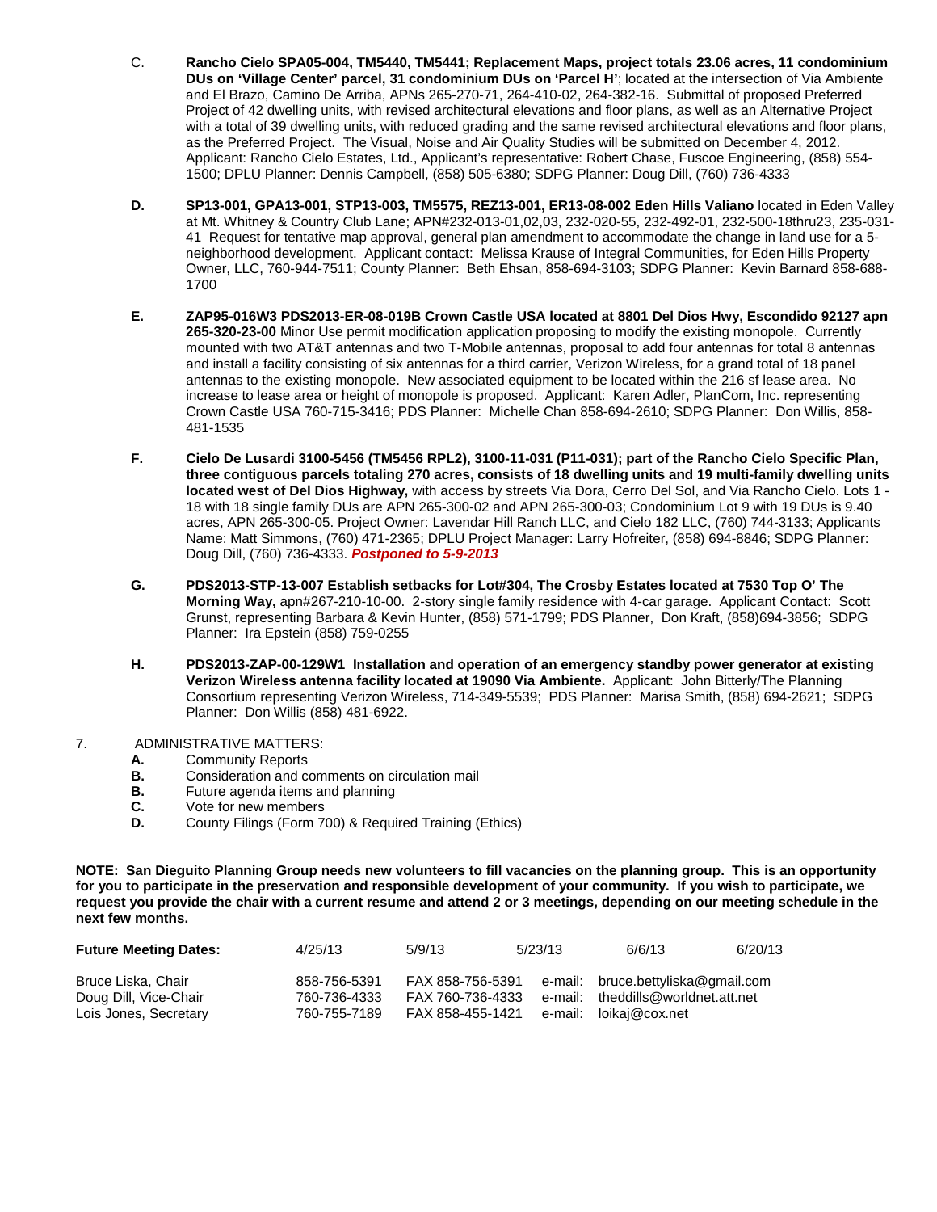C. **Rancho Cielo SPA05-004, TM5440, TM5441; Replacement Maps, project totals 23.06 acres, 11 condominium DUs on 'Village Center' parcel, 31 condominium DUs on 'Parcel H'**; located at the intersection of Via Ambiente and El Brazo, Camino De Arriba, APNs 265-270-71, 264-410-02, 264-382-16. Submittal of proposed Preferred Project of 42 dwelling units, with revised architectural elevations and floor plans, as well as an Alternative Project with a total of 39 dwelling units, with reduced grading and the same revised architectural elevations and floor plans, as the Preferred Project. The Visual, Noise and Air Quality Studies will be submitted on December 4, 2012. Applicant: Rancho Cielo Estates, Ltd., Applicant's representative: Robert Chase, Fuscoe Engineering, (858) 554-1500; DPLU Planner: Dennis Campbell, (858) 505-6380; SDPG Planner: Doug Dill, (760) 736-4333

**D.** **SP13-001, GPA13-001, STP13-003, TM5575, REZ13-001, ER13-08-002 Eden Hills Valiano** located in Eden Valley at Mt. Whitney & Country Club Lane; APN#232-013-01,02,03, 232-020-55, 232-492-01, 232-500-18thru23, 235-031-41 Request for tentative map approval, general plan amendment to accommodate the change in land use for a 5-neighborhood development. Applicant contact: Melissa Krause of Integral Communities, for Eden Hills Property Owner, LLC, 760-944-7511; County Planner: Beth Ehsan, 858-694-3103; SDPG Planner: Kevin Barnard 858-688-1700

**E.** **ZAP95-016W3 PDS2013-ER-08-019B Crown Castle USA located at 8801 Del Dios Hwy, Escondido 92127 apn 265-320-23-00** Minor Use permit modification application proposing to modify the existing monopole. Currently mounted with two AT&T antennas and two T-Mobile antennas, proposal to add four antennas for total 8 antennas and install a facility consisting of six antennas for a third carrier, Verizon Wireless, for a grand total of 18 panel antennas to the existing monopole. New associated equipment to be located within the 216 sf lease area. No increase to lease area or height of monopole is proposed. Applicant: Karen Adler, PlanCom, Inc. representing Crown Castle USA 760-715-3416; PDS Planner: Michelle Chan 858-694-2610; SDPG Planner: Don Willis, 858-481-1535

**F.** **Cielo De Lusardi 3100-5456 (TM5456 RPL2), 3100-11-031 (P11-031); part of the Rancho Cielo Specific Plan, three contiguous parcels totaling 270 acres, consists of 18 dwelling units and 19 multi-family dwelling units located west of Del Dios Highway,** with access by streets Via Dora, Cerro Del Sol, and Via Rancho Cielo. Lots 1 - 18 with 18 single family DUs are APN 265-300-02 and APN 265-300-03; Condominium Lot 9 with 19 DUs is 9.40 acres, APN 265-300-05. Project Owner: Lavendar Hill Ranch LLC, and Cielo 182 LLC, (760) 744-3133; Applicants Name: Matt Simmons, (760) 471-2365; DPLU Project Manager: Larry Hofreiter, (858) 694-8846; SDPG Planner: Doug Dill, (760) 736-4333. ***Postponed to 5-9-2013***

**G.** **PDS2013-STP-13-007 Establish setbacks for Lot#304, The Crosby Estates located at 7530 Top O' The Morning Way,** apn#267-210-10-00. 2-story single family residence with 4-car garage. Applicant Contact: Scott Grunst, representing Barbara & Kevin Hunter, (858) 571-1799; PDS Planner, Don Kraft, (858)694-3856; SDPG Planner: Ira Epstein (858) 759-0255

**H.** **PDS2013-ZAP-00-129W1 Installation and operation of an emergency standby power generator at existing Verizon Wireless antenna facility located at 19090 Via Ambiente.** Applicant: John Bitterly/The Planning Consortium representing Verizon Wireless, 714-349-5539; PDS Planner: Marisa Smith, (858) 694-2621; SDPG Planner: Don Willis (858) 481-6922.

7. ADMINISTRATIVE MATTERS:

- **A.** Community Reports
- **B.** Consideration and comments on circulation mail
- **B.** Future agenda items and planning
- **C.** Vote for new members
- **D.** County Filings (Form 700) & Required Training (Ethics)

**NOTE: San Dieguito Planning Group needs new volunteers to fill vacancies on the planning group. This is an opportunity for you to participate in the preservation and responsible development of your community. If you wish to participate, we request you provide the chair with a current resume and attend 2 or 3 meetings, depending on our meeting schedule in the next few months.**

| | | | | | |
|---|---|---|---|---|---|
| **Future Meeting Dates:** | 4/25/13 | 5/9/13 | 5/23/13 | 6/6/13 | 6/20/13 |

| | | | |
|---|---|---|---|
| Bruce Liska, Chair | 858-756-5391 | FAX 858-756-5391 | e-mail: bruce.bettyliska@gmail.com |
| Doug Dill, Vice-Chair | 760-736-4333 | FAX 760-736-4333 | e-mail: theddills@worldnet.att.net |
| Lois Jones, Secretary | 760-755-7189 | FAX 858-455-1421 | e-mail: loikaj@cox.net |